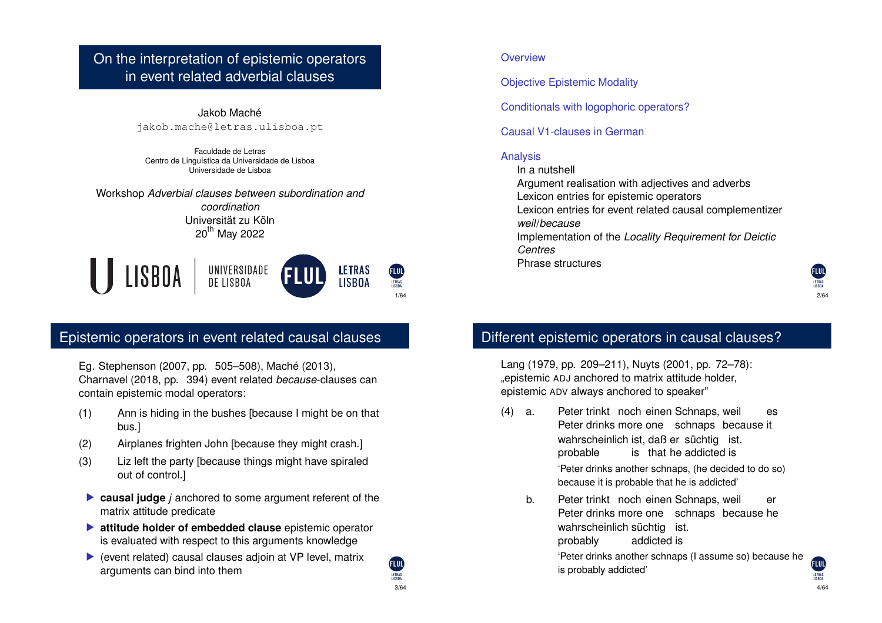# On the interpretation of epistemic operators in event related adverbial clauses

Jakob Maché
jakob.mache@letras.ulisboa.pt

Faculdade de Letras
Centro de Linguística da Universidade de Lisboa
Universidade de Lisboa

Workshop *Adverbial clauses between subordination and coordination*
Universität zu Köln
20th May 2022

---

Overview

Objective Epistemic Modality

Conditionals with logophoric operators?

Causal V1-clauses in German

Analysis
- In a nutshell
- Argument realisation with adjectives and adverbs
- Lexicon entries for epistemic operators
- Lexicon entries for event related causal complementizer *weil*/*because*
- Implementation of the *Locality Requirement for Deictic Centres*
- Phrase structures

---

## Epistemic operators in event related causal clauses

Eg. Stephenson (2007, pp. 505–508), Maché (2013), Charnavel (2018, pp. 394) event related *because*-clauses can contain epistemic modal operators:

(1) Ann is hiding in the bushes [because I might be on that bus.]

(2) Airplanes frighten John [because they might crash.]

(3) Liz left the party [because things might have spiraled out of control.]

- **causal judge** *j* anchored to some argument referent of the matrix attitude predicate
- **attitude holder of embedded clause** epistemic operator is evaluated with respect to this arguments knowledge
- (event related) causal clauses adjoin at VP level, matrix arguments can bind into them

---

## Different epistemic operators in causal clauses?

Lang (1979, pp. 209–211), Nuyts (2001, pp. 72–78): „epistemic ADJ anchored to matrix attitude holder, epistemic ADV always anchored to speaker"

(4) a. Peter trinkt noch einen Schnaps, weil es wahrscheinlich ist, daß er süchtig ist.
Peter drinks more one schnaps because it probable is that he addicted is
'Peter drinks another schnaps, (he decided to do so) because it is probable that he is addicted'

b. Peter trinkt noch einen Schnaps, weil er wahrscheinlich süchtig ist.
Peter drinks more one schnaps because he probably addicted is
'Peter drinks another schnaps (I assume so) because he is probably addicted'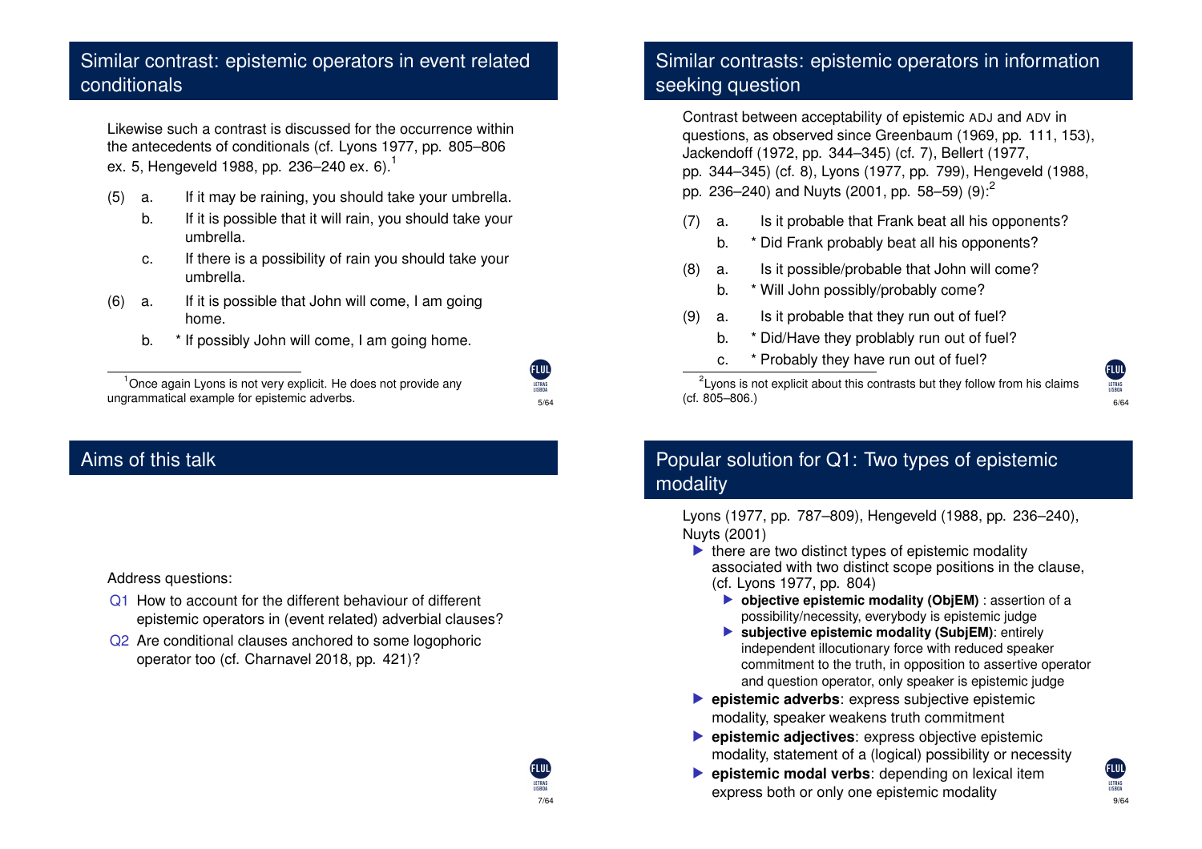## Similar contrast: epistemic operators in event related conditionals

Likewise such a contrast is discussed for the occurrence within the antecedents of conditionals (cf. Lyons 1977, pp. 805–806 ex. 5, Hengeveld 1988, pp. 236–240 ex. 6).[1]

(5) a. If it may be raining, you should take your umbrella.

b. If it is possible that it will rain, you should take your umbrella.

c. If there is a possibility of rain you should take your umbrella.

(6) a. If it is possible that John will come, I am going home.

b. * If possibly John will come, I am going home.

[1] Once again Lyons is not very explicit. He does not provide any ungrammatical example for epistemic adverbs.

## Similar contrasts: epistemic operators in information seeking question

Contrast between acceptability of epistemic ADJ and ADV in questions, as observed since Greenbaum (1969, pp. 111, 153), Jackendoff (1972, pp. 344–345) (cf. 7), Bellert (1977, pp. 344–345) (cf. 8), Lyons (1977, pp. 799), Hengeveld (1988, pp. 236–240) and Nuyts (2001, pp. 58–59) (9):[2]

(7) a. Is it probable that Frank beat all his opponents?

b. * Did Frank probably beat all his opponents?

(8) a. Is it possible/probable that John will come?

b. * Will John possibly/probably come?

(9) a. Is it probable that they run out of fuel?

b. * Did/Have they problably run out of fuel?

c. * Probably they have run out of fuel?

[2] Lyons is not explicit about this contrasts but they follow from his claims (cf. 805–806.)

## Aims of this talk

Address questions:

Q1 How to account for the different behaviour of different epistemic operators in (event related) adverbial clauses?

Q2 Are conditional clauses anchored to some logophoric operator too (cf. Charnavel 2018, pp. 421)?

## Popular solution for Q1: Two types of epistemic modality

Lyons (1977, pp. 787–809), Hengeveld (1988, pp. 236–240), Nuyts (2001)

- there are two distinct types of epistemic modality associated with two distinct scope positions in the clause, (cf. Lyons 1977, pp. 804)
  - **objective epistemic modality (ObjEM)** : assertion of a possibility/necessity, everybody is epistemic judge
  - **subjective epistemic modality (SubjEM)**: entirely independent illocutionary force with reduced speaker commitment to the truth, in opposition to assertive operator and question operator, only speaker is epistemic judge
- **epistemic adverbs**: express subjective epistemic modality, speaker weakens truth commitment
- **epistemic adjectives**: express objective epistemic modality, statement of a (logical) possibility or necessity
- **epistemic modal verbs**: depending on lexical item express both or only one epistemic modality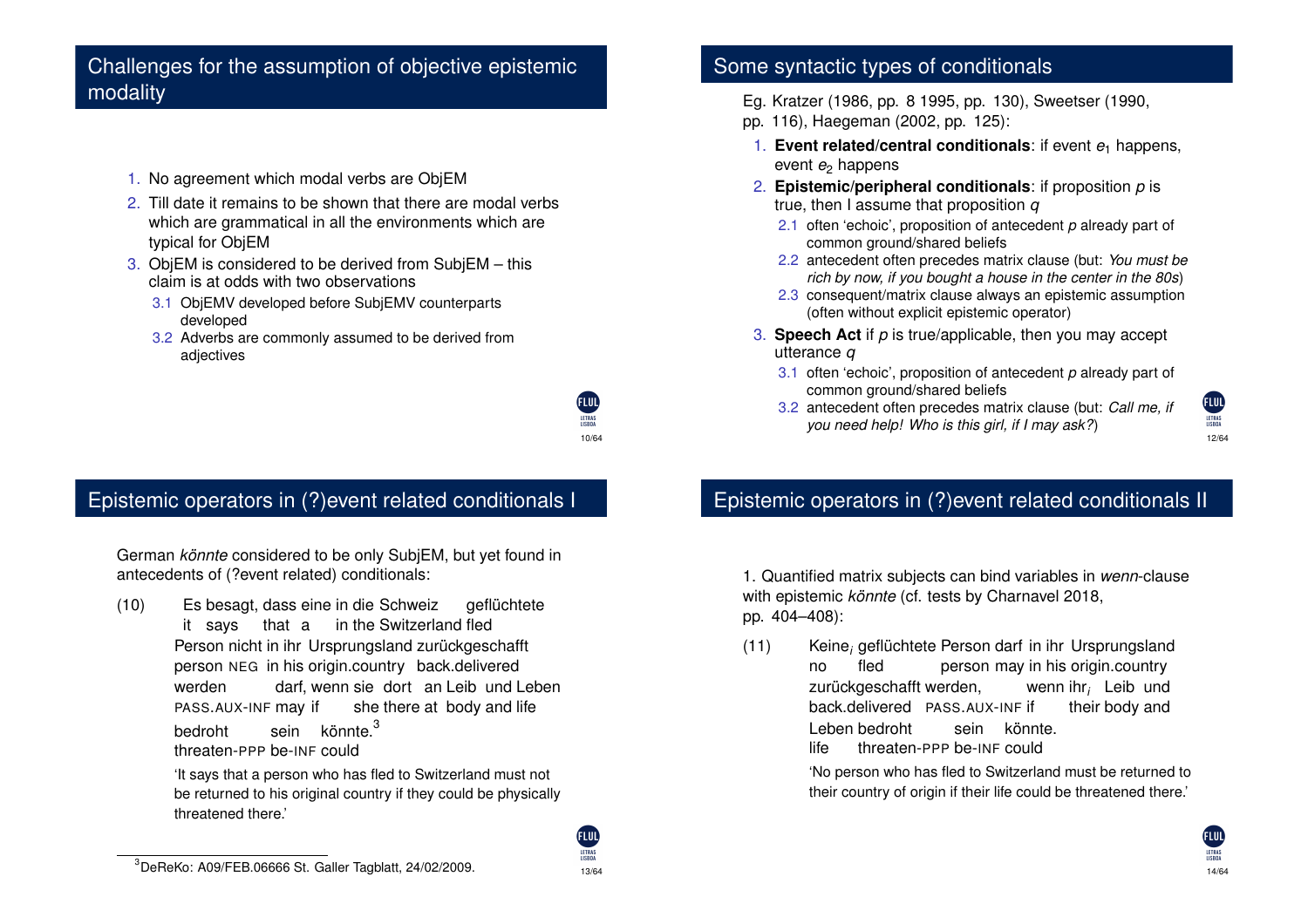## Challenges for the assumption of objective epistemic modality

1. No agreement which modal verbs are ObjEM
2. Till date it remains to be shown that there are modal verbs which are grammatical in all the environments which are typical for ObjEM
3. ObjEM is considered to be derived from SubjEM – this claim is at odds with two observations
   - 3.1 ObjEMV developed before SubjEMV counterparts developed
   - 3.2 Adverbs are commonly assumed to be derived from adjectives

## Some syntactic types of conditionals

Eg. Kratzer (1986, pp. 8 1995, pp. 130), Sweetser (1990, pp. 116), Haegeman (2002, pp. 125):

1. **Event related/central conditionals**: if event $e_1$ happens, event $e_2$ happens
2. **Epistemic/peripheral conditionals**: if proposition *p* is true, then I assume that proposition *q*
   - 2.1 often 'echoic', proposition of antecedent *p* already part of common ground/shared beliefs
   - 2.2 antecedent often precedes matrix clause (but: *You must be rich by now, if you bought a house in the center in the 80s*)
   - 2.3 consequent/matrix clause always an epistemic assumption (often without explicit epistemic operator)
3. **Speech Act** if *p* is true/applicable, then you may accept utterance *q*
   - 3.1 often 'echoic', proposition of antecedent *p* already part of common ground/shared beliefs
   - 3.2 antecedent often precedes matrix clause (but: *Call me, if you need help! Who is this girl, if I may ask?*)

## Epistemic operators in (?)event related conditionals I

German *könnte* considered to be only SubjEM, but yet found in antecedents of (?event related) conditionals:

(10) Es besagt, dass eine in die Schweiz geflüchtete
it says that a in the Switzerland fled
Person nicht in ihr Ursprungsland zurückgeschafft
person NEG in his origin.country back.delivered
werden darf, wenn sie dort an Leib und Leben
PASS.AUX-INF may if she there at body and life
bedroht sein könnte.[3]
threaten-PPP be-INF could

'It says that a person who has fled to Switzerland must not be returned to his original country if they could be physically threatened there.'

[3] DeReKo: A09/FEB.06666 St. Galler Tagblatt, 24/02/2009.

## Epistemic operators in (?)event related conditionals II

1. Quantified matrix subjects can bind variables in *wenn*-clause with epistemic *könnte* (cf. tests by Charnavel 2018, pp. 404–408):

(11) Keine$_i$ geflüchtete Person darf in ihr Ursprungsland
no fled person may in his origin.country
zurückgeschafft werden, wenn ihr$_i$ Leib und
back.delivered PASS.AUX-INF if their body and
Leben bedroht sein könnte.
life threaten-PPP be-INF could

'No person who has fled to Switzerland must be returned to their country of origin if their life could be threatened there.'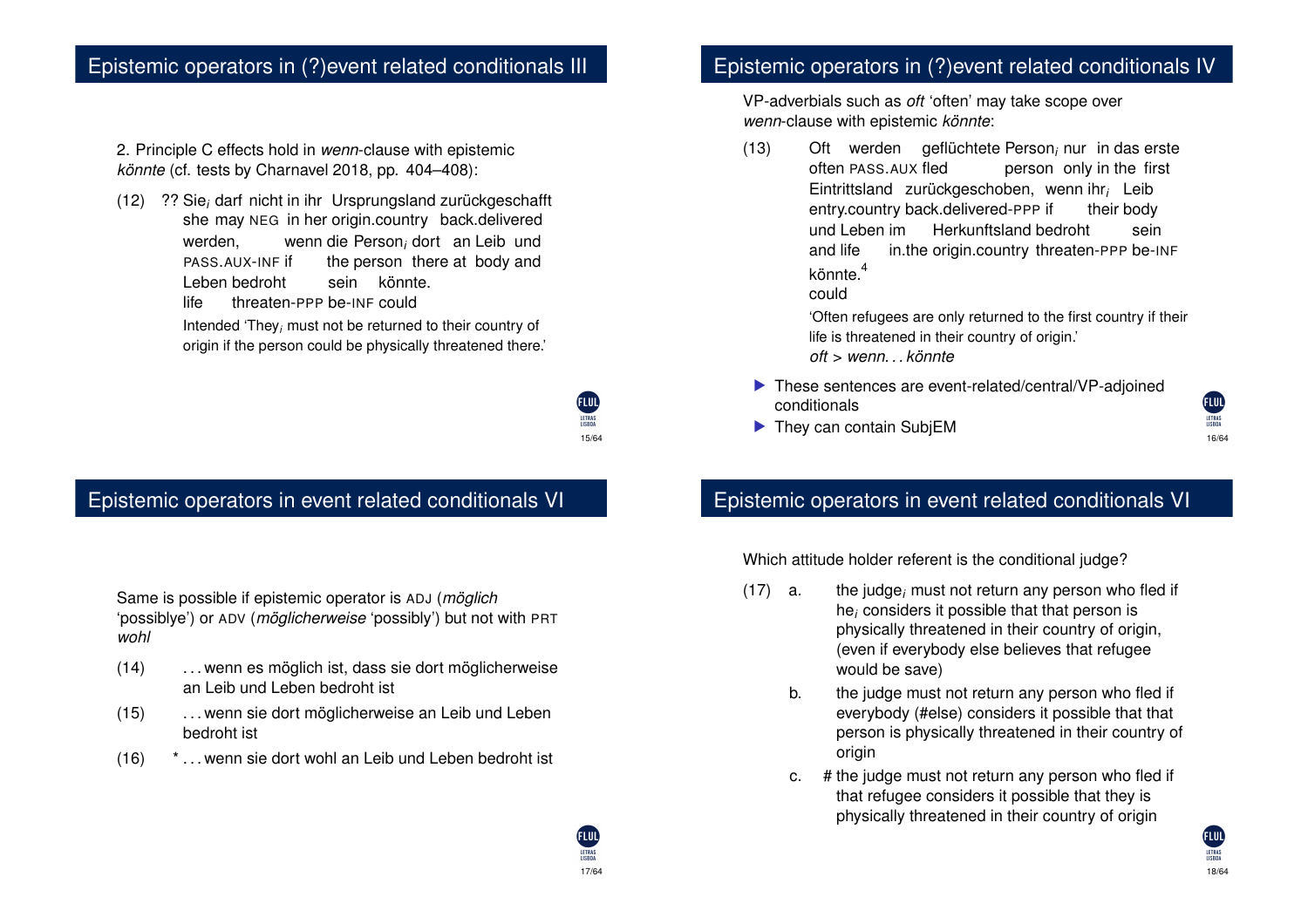## Epistemic operators in (?)event related conditionals III

2. Principle C effects hold in *wenn*-clause with epistemic *könnte* (cf. tests by Charnavel 2018, pp. 404–408):

(12) ?? Sie$_i$ darf nicht in ihr Ursprungsland zurückgeschafft werden, wenn die Person$_i$ dort an Leib und Leben bedroht sein könnte.
she may NEG in her origin.country back.delivered PASS.AUX-INF if the person there at body and life threaten-PPP be-INF could
Intended 'They$_i$ must not be returned to their country of origin if the person could be physically threatened there.'

## Epistemic operators in (?)event related conditionals IV

VP-adverbials such as *oft* 'often' may take scope over *wenn*-clause with epistemic *könnte*:

(13) Oft werden geflüchtete Person$_i$ nur in das erste Eintrittsland zurückgeschoben, wenn ihr$_i$ Leib und Leben im Herkunftsland bedroht sein könnte.[4]
often PASS.AUX fled person only in the first entry.country back.delivered-PPP if their body and life in.the origin.country threaten-PPP be-INF could
'Often refugees are only returned to the first country if their life is threatened in their country of origin.'
*oft* > *wenn... könnte*

- These sentences are event-related/central/VP-adjoined conditionals
- They can contain SubjEM

## Epistemic operators in event related conditionals VI

Same is possible if epistemic operator is ADJ (*möglich* 'possiblye') or ADV (*möglicherweise* 'possibly') but not with PRT *wohl*

(14) ... wenn es möglich ist, dass sie dort möglicherweise an Leib und Leben bedroht ist

(15) ... wenn sie dort möglicherweise an Leib und Leben bedroht ist

(16) * ... wenn sie dort wohl an Leib und Leben bedroht ist

## Epistemic operators in event related conditionals VI

Which attitude holder referent is the conditional judge?

(17) a. the judge$_i$ must not return any person who fled if he$_i$ considers it possible that that person is physically threatened in their country of origin, (even if everybody else believes that refugee would be save)

b. the judge must not return any person who fled if everybody (#else) considers it possible that that person is physically threatened in their country of origin

c. # the judge must not return any person who fled if that refugee considers it possible that they is physically threatened in their country of origin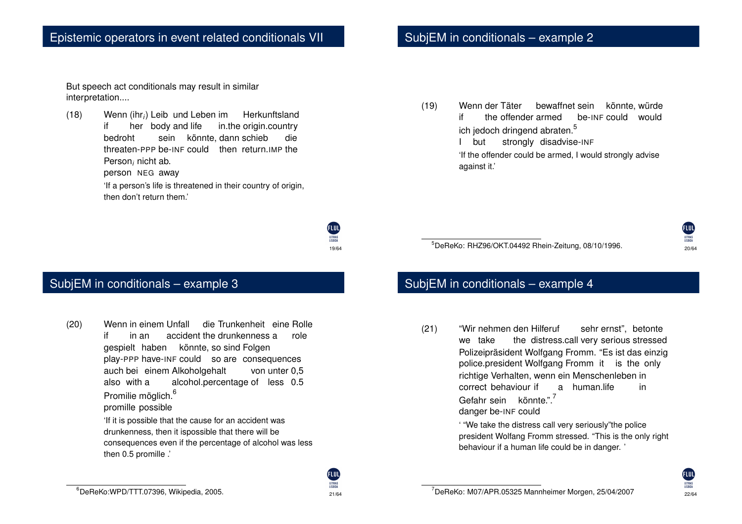## Epistemic operators in event related conditionals VII

But speech act conditionals may result in similar interpretation....

(18) Wenn (ihr$_i$) Leib und Leben im Herkunftsland bedroht sein könnte, dann schieb die Person$_i$ nicht ab.
if her body and life in.the origin.country threaten-PPP be-INF could then return.IMP the person NEG away
'If a person's life is threatened in their country of origin, then don't return them.'

## SubjEM in conditionals – example 2

(19) Wenn der Täter bewaffnet sein könnte, würde ich jedoch dringend abraten.[5]
if the offender armed be-INF could would I but strongly disadvise-INF
'If the offender could be armed, I would strongly advise against it.'

[5] DeReKo: RHZ96/OKT.04492 Rhein-Zeitung, 08/10/1996.

## SubjEM in conditionals – example 3

(20) Wenn in einem Unfall die Trunkenheit eine Rolle gespielt haben könnte, so sind Folgen auch bei einem Alkoholgehalt von unter 0,5 Promilie möglich.[6]
if in an accident the drunkenness a role play-PPP have-INF could so are consequences also with a alcohol.percentage of less 0.5 promille possible
'If it is possible that the cause for an accident was drunkenness, then it ispossible that there will be consequences even if the percentage of alcohol was less then 0.5 promille .'

[6] DeReKo:WPD/TTT.07396, Wikipedia, 2005.

## SubjEM in conditionals – example 4

(21) "Wir nehmen den Hilferuf sehr ernst", betonte Polizeipräsident Wolfgang Fromm. "Es ist das einzig richtige Verhalten, wenn ein Menschenleben in Gefahr sein könnte.".[7]
we take the distress.call very serious stressed police.president Wolfgang Fromm it is the only correct behaviour if a human.life in danger be-INF could
' "We take the distress call very seriously"the police president Wolfang Fromm stressed. "This is the only right behaviour if a human life could be in danger. '

[7] DeReKo: M07/APR.05325 Mannheimer Morgen, 25/04/2007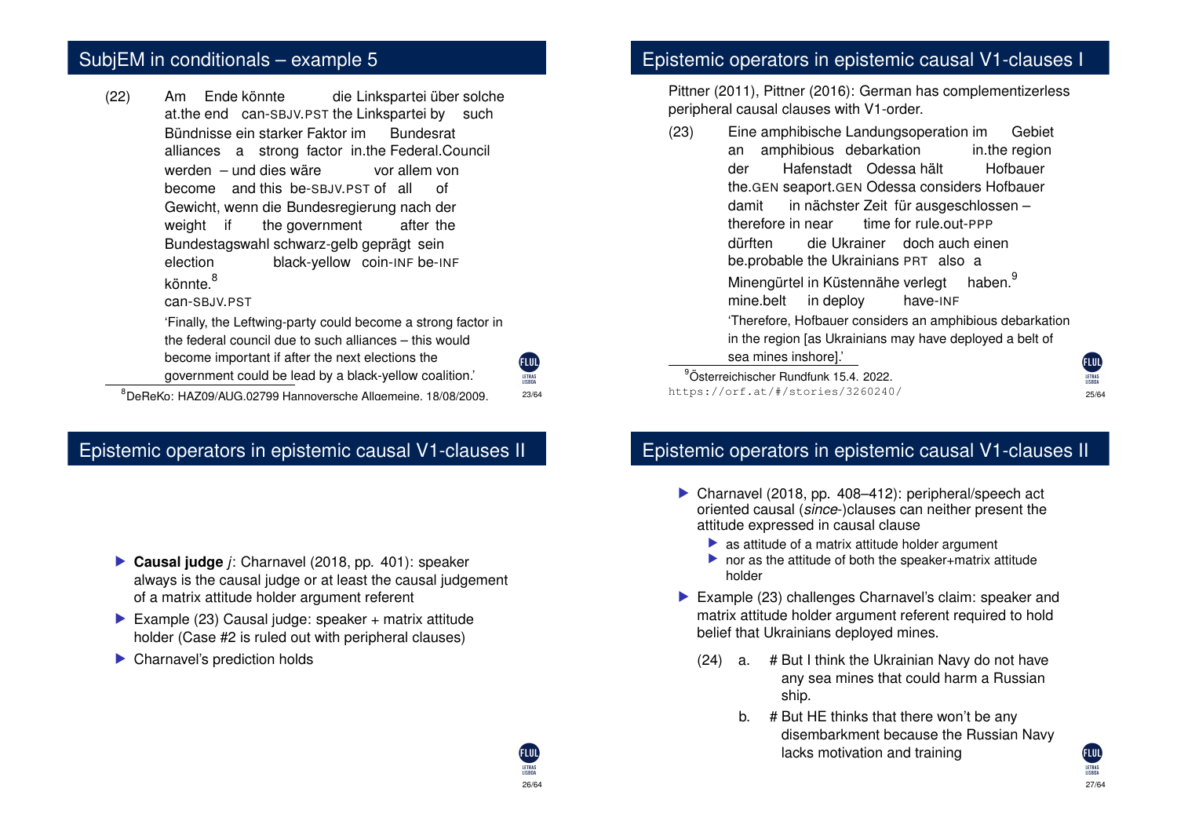## SubjEM in conditionals – example 5

(22) Am Ende könnte die Linkspartei über solche
at.the end can-SBJV.PST the Linkspartei by such
Bündnisse ein starker Faktor im Bundesrat
alliances a strong factor in.the Federal.Council
werden – und dies wäre vor allem von
become and this be-SBJV.PST of all of
Gewicht, wenn die Bundesregierung nach der
weight if the government after the
Bundestagswahl schwarz-gelb geprägt sein
election black-yellow coin-INF be-INF
könnte.[8]
can-SBJV.PST

'Finally, the Leftwing-party could become a strong factor in the federal council due to such alliances – this would become important if after the next elections the government could be lead by a black-yellow coalition.'

[8] DeReKo: HAZ09/AUG.02799 Hannoversche Allgemeine, 18/08/2009.

## Epistemic operators in epistemic causal V1-clauses I

Pittner (2011), Pittner (2016): German has complementizerless peripheral causal clauses with V1-order.

(23) Eine amphibische Landungsoperation im Gebiet
an amphibious debarkation in.the region
der Hafenstadt Odessa hält Hofbauer
the.GEN seaport.GEN Odessa considers Hofbauer
damit in nächster Zeit für ausgeschlossen –
therefore in near time for rule.out-PPP
dürften die Ukrainer doch auch einen
be.probable the Ukrainians PRT also a
Minengürtel in Küstennähe verlegt haben.[9]
mine.belt in deploy have-INF

'Therefore, Hofbauer considers an amphibious debarkation in the region [as Ukrainians may have deployed a belt of sea mines inshore].'

[9] Österreichischer Rundfunk 15.4. 2022. https://orf.at/#/stories/3260240/

## Epistemic operators in epistemic causal V1-clauses II

- **Causal judge** *j*: Charnavel (2018, pp. 401): speaker always is the causal judge or at least the causal judgement of a matrix attitude holder argument referent
- Example (23) Causal judge: speaker + matrix attitude holder (Case #2 is ruled out with peripheral clauses)
- Charnavel's prediction holds

## Epistemic operators in epistemic causal V1-clauses II

- Charnavel (2018, pp. 408–412): peripheral/speech act oriented causal (*since*-)clauses can neither present the attitude expressed in causal clause
  - as attitude of a matrix attitude holder argument
  - nor as the attitude of both the speaker+matrix attitude holder
- Example (23) challenges Charnavel's claim: speaker and matrix attitude holder argument referent required to hold belief that Ukrainians deployed mines.

(24) a. # But I think the Ukrainian Navy do not have any sea mines that could harm a Russian ship.

b. # But HE thinks that there won't be any disembarkment because the Russian Navy lacks motivation and training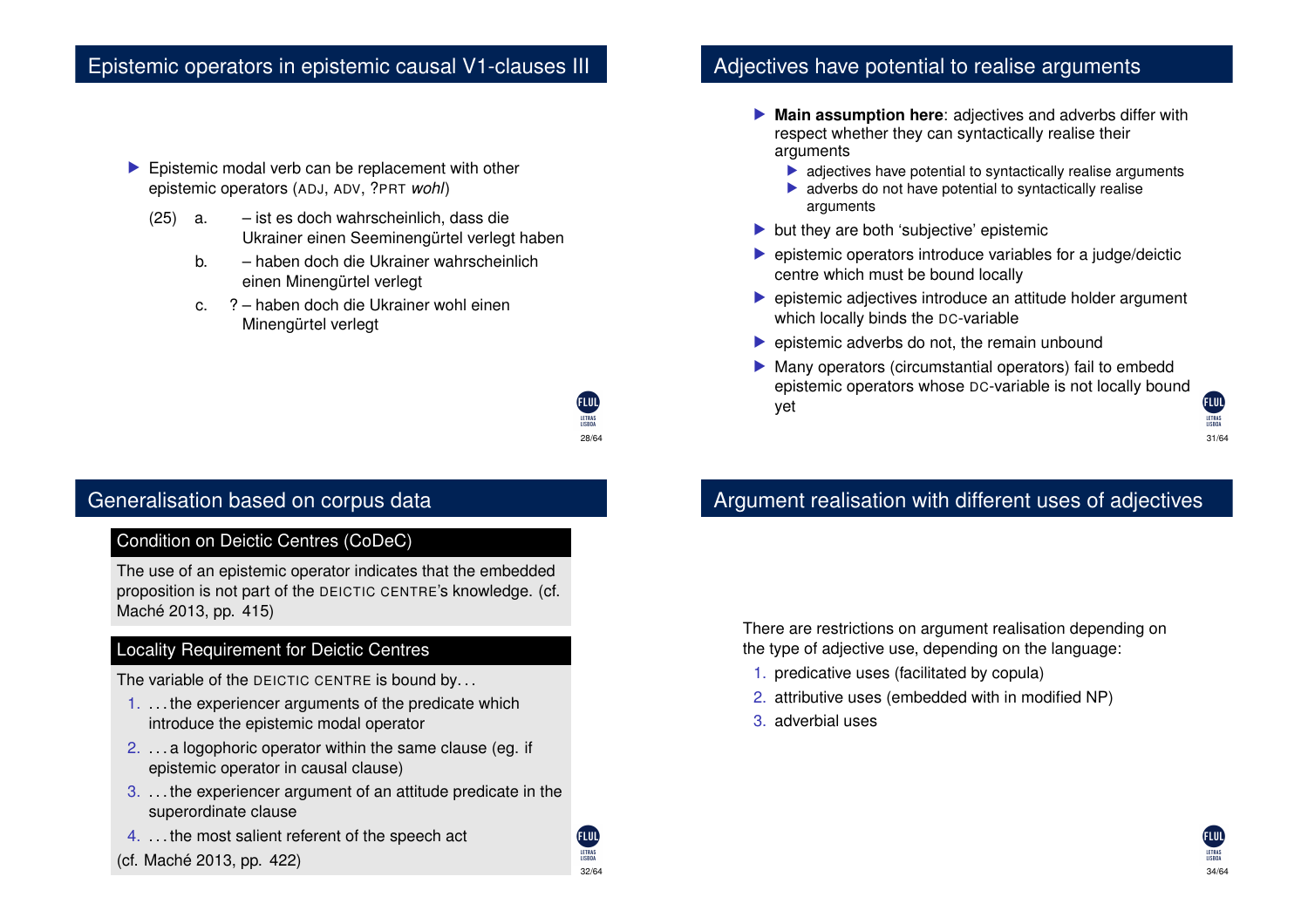## Epistemic operators in epistemic causal V1-clauses III

- Epistemic modal verb can be replacement with other epistemic operators (ADJ, ADV, ?PRT *wohl*)

(25) a. – ist es doch wahrscheinlich, dass die Ukrainer einen Seeminengürtel verlegt haben

b. – haben doch die Ukrainer wahrscheinlich einen Minengürtel verlegt

c. ? – haben doch die Ukrainer wohl einen Minengürtel verlegt

## Adjectives have potential to realise arguments

- **Main assumption here**: adjectives and adverbs differ with respect whether they can syntactically realise their arguments
  - adjectives have potential to syntactically realise arguments
  - adverbs do not have potential to syntactically realise arguments
- but they are both 'subjective' epistemic
- epistemic operators introduce variables for a judge/deictic centre which must be bound locally
- epistemic adjectives introduce an attitude holder argument which locally binds the DC-variable
- epistemic adverbs do not, the remain unbound
- Many operators (circumstantial operators) fail to embedd epistemic operators whose DC-variable is not locally bound yet

## Generalisation based on corpus data

**Condition on Deictic Centres (CoDeC)**

The use of an epistemic operator indicates that the embedded proposition is not part of the DEICTIC CENTRE's knowledge. (cf. Maché 2013, pp. 415)

**Locality Requirement for Deictic Centres**

The variable of the DEICTIC CENTRE is bound by...

1. ...the experiencer arguments of the predicate which introduce the epistemic modal operator
2. ...a logophoric operator within the same clause (eg. if epistemic operator in causal clause)
3. ...the experiencer argument of an attitude predicate in the superordinate clause
4. ...the most salient referent of the speech act

(cf. Maché 2013, pp. 422)

## Argument realisation with different uses of adjectives

There are restrictions on argument realisation depending on the type of adjective use, depending on the language:

1. predicative uses (facilitated by copula)
2. attributive uses (embedded with in modified NP)
3. adverbial uses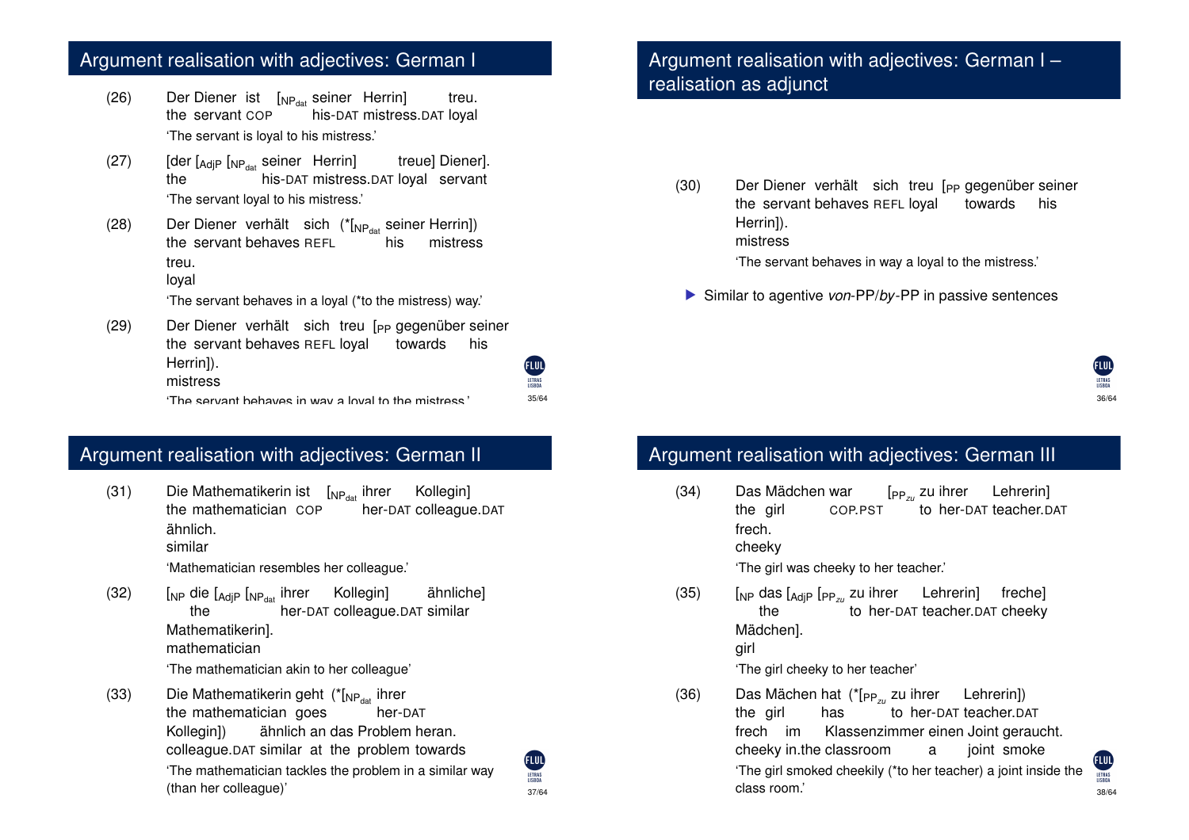## Argument realisation with adjectives: German I

(26) Der Diener ist [$_{NP_{dat}}$ seiner Herrin] treu.
the servant COP his-DAT mistress.DAT loyal
'The servant is loyal to his mistress.'

(27) [der [$_{AdjP}$ [$_{NP_{dat}}$ seiner Herrin] treue] Diener].
the his-DAT mistress.DAT loyal servant
'The servant loyal to his mistress.'

(28) Der Diener verhält sich (*[$_{NP_{dat}}$ seiner Herrin]) treu.
the servant behaves REFL his mistress loyal
'The servant behaves in a loyal (*to the mistress) way.'

(29) Der Diener verhält sich treu [$_{PP}$ gegenüber seiner Herrin]).
the servant behaves REFL loyal towards his mistress
'The servant behaves in way a loyal to the mistress.'

## Argument realisation with adjectives: German I – realisation as adjunct

(30) Der Diener verhält sich treu [$_{PP}$ gegenüber seiner Herrin]).
the servant behaves REFL loyal towards his mistress
'The servant behaves in way a loyal to the mistress.'

- Similar to agentive *von*-PP/*by*-PP in passive sentences

## Argument realisation with adjectives: German II

(31) Die Mathematikerin ist [$_{NP_{dat}}$ ihrer Kollegin] ähnlich.
the mathematician COP her-DAT colleague.DAT similar
'Mathematician resembles her colleague.'

(32) [$_{NP}$ die [$_{AdjP}$ [$_{NP_{dat}}$ ihrer Kollegin] ähnliche] Mathematikerin].
the her-DAT colleague.DAT similar mathematician
'The mathematician akin to her colleague'

(33) Die Mathematikerin geht (*[$_{NP_{dat}}$ ihrer Kollegin]) ähnlich an das Problem heran.
the mathematician goes her-DAT colleague.DAT similar at the problem towards
'The mathematician tackles the problem in a similar way (than her colleague)'

## Argument realisation with adjectives: German III

(34) Das Mädchen war [$_{PP_{zu}}$ zu ihrer Lehrerin] frech.
the girl COP.PST to her-DAT teacher.DAT cheeky
'The girl was cheeky to her teacher.'

(35) [$_{NP}$ das [$_{AdjP}$ [$_{PP_{zu}}$ zu ihrer Lehrerin] freche] Mädchen].
the to her-DAT teacher.DAT cheeky girl
'The girl cheeky to her teacher'

(36) Das Mächen hat (*[$_{PP_{zu}}$ zu ihrer Lehrerin]) frech im Klassenzimmer einen Joint geraucht.
the girl has to her-DAT teacher.DAT cheeky in.the classroom a joint smoke
'The girl smoked cheekily (*to her teacher) a joint inside the class room.'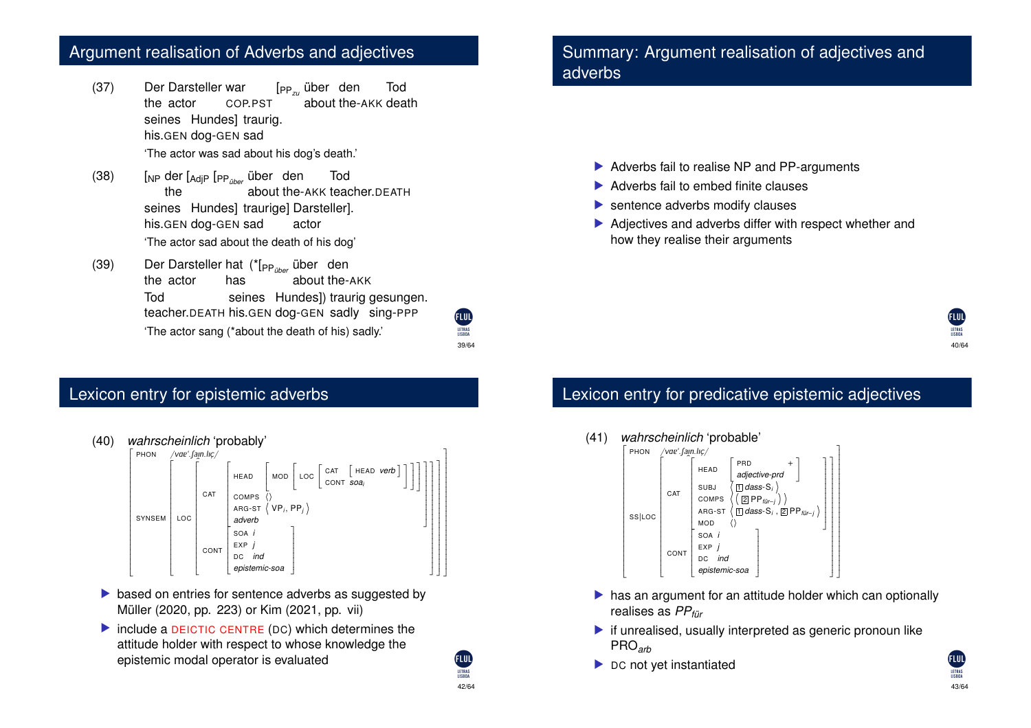## Argument realisation of Adverbs and adjectives

(37) Der Darsteller war [$_{PP_{zu}}$ über den Tod seines Hundes] traurig.
the actor COP.PST about the-AKK death his.GEN dog-GEN sad
'The actor was sad about his dog's death.'

(38) [$_{NP}$ der [$_{AdjP}$ [$_{PP_{über}}$ über den Tod seines Hundes] traurige] Darsteller].
the about the-AKK teacher.DEATH his.GEN dog-GEN sad actor
'The actor sad about the death of his dog'

(39) Der Darsteller hat (*[$_{PP_{über}}$ über den Tod seines Hundes]) traurig gesungen.
the actor has about the-AKK teacher.DEATH his.GEN dog-GEN sadly sing-PPP
'The actor sang (*about the death of his) sadly.'

## Summary: Argument realisation of adjectives and adverbs

- Adverbs fail to realise NP and PP-arguments
- Adverbs fail to embed finite clauses
- sentence adverbs modify clauses
- Adjectives and adverbs differ with respect whether and how they realise their arguments

## Lexicon entry for epistemic adverbs

(40) *wahrscheinlich* 'probably'

```
[ PHON    /vaɐ'.ʃaɪn.lɪç/
  SYNSEM  [ LOC [ CAT  [ HEAD    [ MOD [ LOC [ CAT  [ HEAD verb ]
                                               CONT soa_i ] ] ]
                         COMPS   ⟨⟩
                         ARG-ST  ⟨ VP_i, PP_j ⟩
                         adverb ]
                  CONT [ SOA i
                         EXP j
                         DC  ind
                         epistemic-soa ] ] ] ]
```

- based on entries for sentence adverbs as suggested by Müller (2020, pp. 223) or Kim (2021, pp. vii)
- include a DEICTIC CENTRE (DC) which determines the attitude holder with respect to whose knowledge the epistemic modal operator is evaluated

## Lexicon entry for predicative epistemic adjectives

(41) *wahrscheinlich* 'probable'

```
[ PHON    /vaɐ'.ʃaɪn.lɪç/
  SS|LOC  [ CAT  [ HEAD   [ PRD +
                            adjective-prd ]
                   SUBJ   ⟨ [1] dass-S_i ⟩
                   COMPS  ⟨ ( [2] PP_für-j ) ⟩
                   ARG-ST ⟨ [1] dass-S_i , [2] PP_für-j ⟩
                   MOD    ⟨⟩ ]
            CONT [ SOA i
                   EXP j
                   DC  ind
                   epistemic-soa ] ] ]
```

- has an argument for an attitude holder which can optionally realises as $PP_{für}$
- if unrealised, usually interpreted as generic pronoun like $PRO_{arb}$
- DC not yet instantiated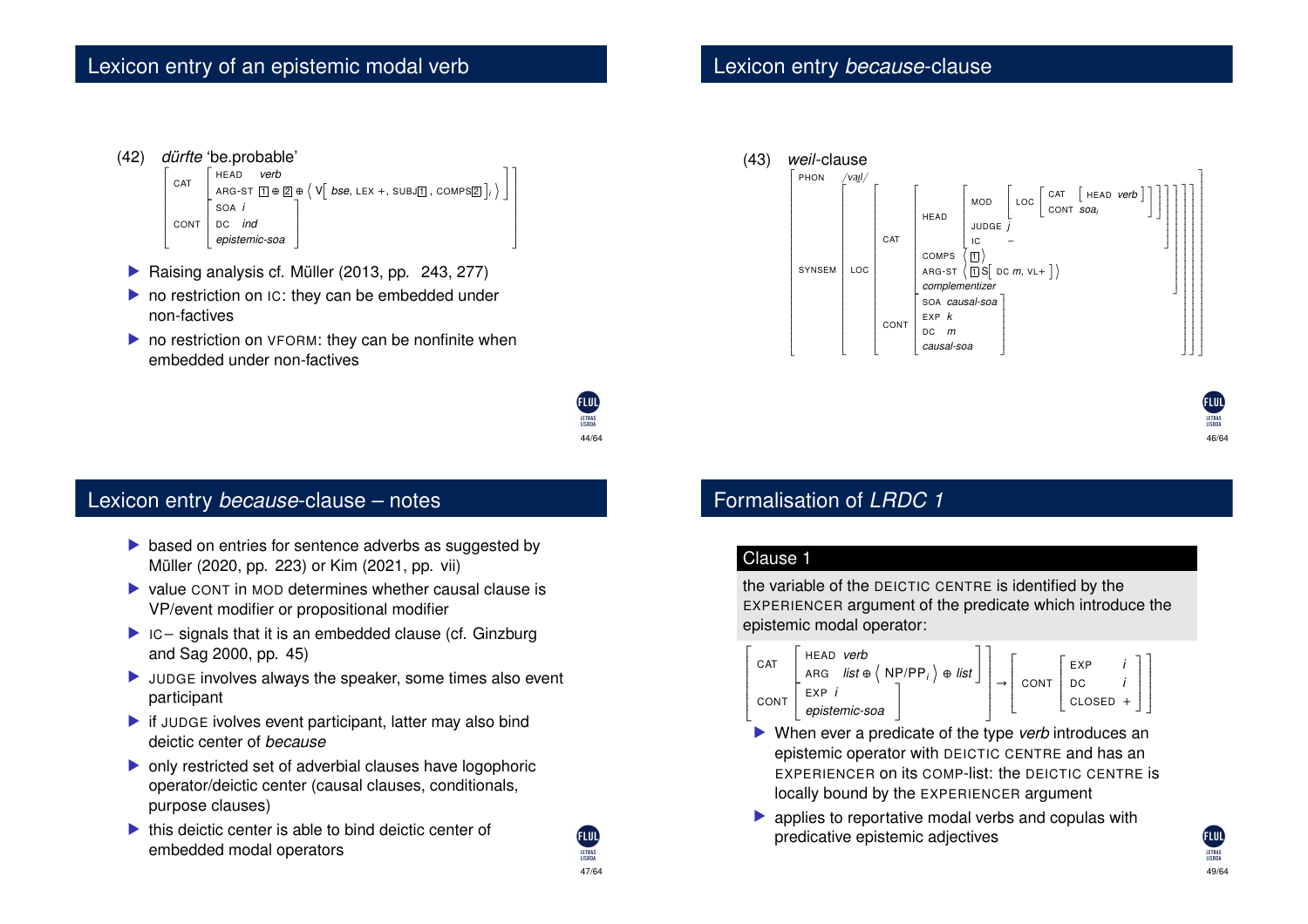## Lexicon entry of an epistemic modal verb

(42) *dürfte* 'be.probable'

$$\begin{bmatrix} \text{CAT} & \begin{bmatrix} \text{HEAD} & \textit{verb} \\ \text{ARG-ST} & \boxed{1} \oplus \boxed{2} \oplus \left\langle \text{V}\begin{bmatrix} \textit{bse}, \text{LEX} +, \text{SUBJ}\boxed{1}, \text{COMPS}\boxed{2} \end{bmatrix}_i \right\rangle \end{bmatrix} \\ \text{CONT} & \begin{bmatrix} \text{SOA} & i \\ \text{DC} & \textit{ind} \\ \textit{epistemic-soa} & \end{bmatrix} \end{bmatrix}$$

- Raising analysis cf. Müller (2013, pp. 243, 277)
- no restriction on IC: they can be embedded under non-factives
- no restriction on VFORM: they can be nonfinite when embedded under non-factives

## Lexicon entry *because*-clause

(43) *weil*-clause

$$\begin{bmatrix} \text{PHON} & /vaɪ̯l/ \\ \text{SYNSEM} & \begin{bmatrix} \text{LOC} & \begin{bmatrix} \text{CAT} & \begin{bmatrix} \text{HEAD} & \begin{bmatrix} \text{MOD} & \begin{bmatrix} \text{LOC} & \begin{bmatrix} \text{CAT} & \begin{bmatrix} \text{HEAD} & \textit{verb} \end{bmatrix} \\ \text{CONT} & \textit{soa}_i \end{bmatrix} \end{bmatrix} \\ \text{JUDGE} & j \\ \text{IC} & - \end{bmatrix} \\ \text{COMPS} & \left\langle \boxed{1} \right\rangle \\ \text{ARG-ST} & \left\langle \boxed{1}\text{S}\begin{bmatrix} \text{DC}\ m, \text{VL}+ \end{bmatrix} \right\rangle \\ \textit{complementizer} & \end{bmatrix} \\ \text{CONT} & \begin{bmatrix} \text{SOA} & \textit{causal-soa} \\ \text{EXP} & k \\ \text{DC} & m \\ \textit{causal-soa} & \end{bmatrix} \end{bmatrix} \end{bmatrix} \end{bmatrix}$$

## Lexicon entry *because*-clause – notes

- based on entries for sentence adverbs as suggested by Müller (2020, pp. 223) or Kim (2021, pp. vii)
- value CONT in MOD determines whether causal clause is VP/event modifier or propositional modifier
- IC− signals that it is an embedded clause (cf. Ginzburg and Sag 2000, pp. 45)
- JUDGE involves always the speaker, some times also event participant
- if JUDGE ivolves event participant, latter may also bind deictic center of *because*
- only restricted set of adverbial clauses have logophoric operator/deictic center (causal clauses, conditionals, purpose clauses)
- this deictic center is able to bind deictic center of embedded modal operators

## Formalisation of *LRDC 1*

**Clause 1**

the variable of the DEICTIC CENTRE is identified by the EXPERIENCER argument of the predicate which introduce the epistemic modal operator:

$$\begin{bmatrix} \text{CAT} & \begin{bmatrix} \text{HEAD} & \textit{verb} \\ \text{ARG} & \textit{list} \oplus \left\langle \text{NP/PP}_i \right\rangle \oplus \textit{list} \end{bmatrix} \\ \text{CONT} & \begin{bmatrix} \text{EXP} & i \\ \textit{epistemic-soa} & \end{bmatrix} \end{bmatrix} \rightarrow \begin{bmatrix} \text{CONT} & \begin{bmatrix} \text{EXP} & i \\ \text{DC} & i \\ \text{CLOSED} & + \end{bmatrix} \end{bmatrix}$$

- When ever a predicate of the type *verb* introduces an epistemic operator with DEICTIC CENTRE and has an EXPERIENCER on its COMP-list: the DEICTIC CENTRE is locally bound by the EXPERIENCER argument
- applies to reportative modal verbs and copulas with predicative epistemic adjectives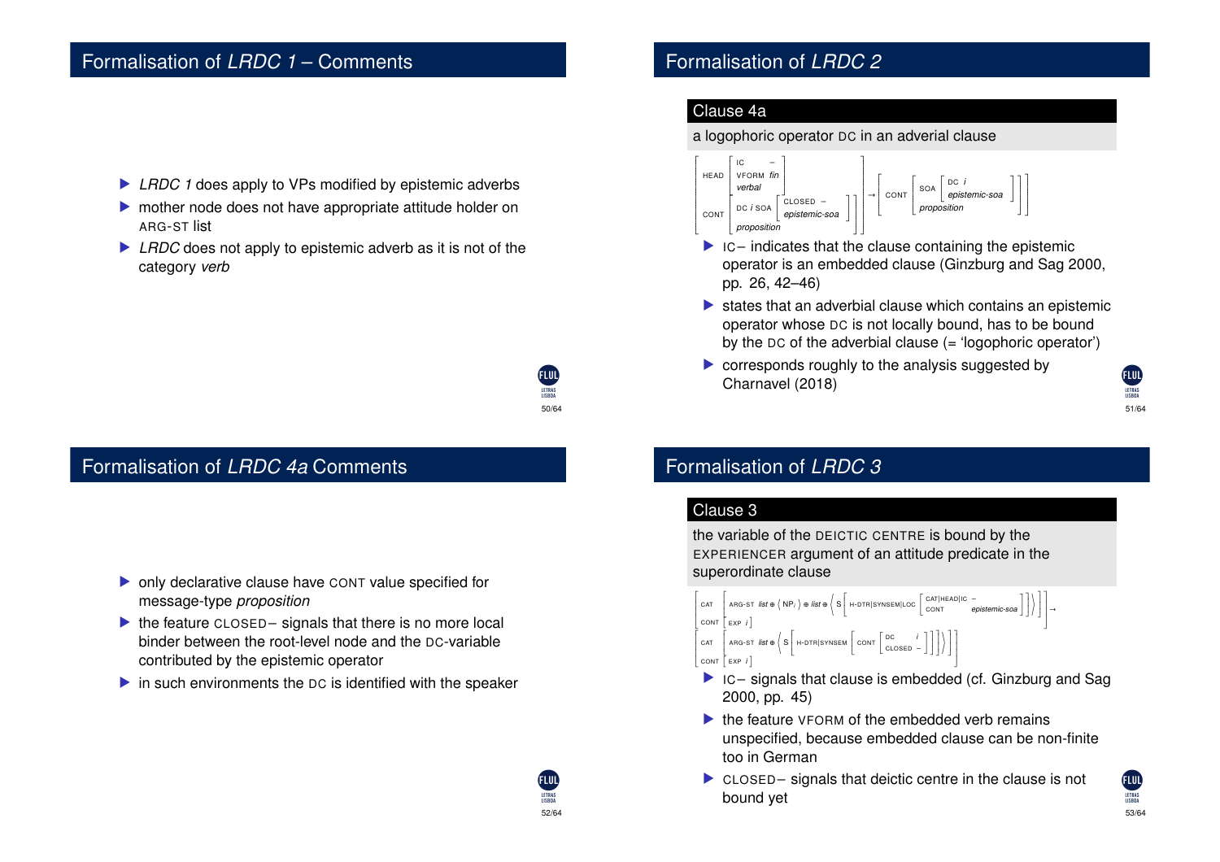## Formalisation of *LRDC 1* – Comments

- *LRDC 1* does apply to VPs modified by epistemic adverbs
- mother node does not have appropriate attitude holder on ARG-ST list
- *LRDC* does not apply to epistemic adverb as it is not of the category *verb*

## Formalisation of *LRDC 2*

**Clause 4a**

a logophoric operator DC in an adverial clause

$$\begin{bmatrix} \text{HEAD} & \begin{bmatrix} \text{IC} & - \\ \text{VFORM} & \textit{fin} \\ \textit{verbal} & \end{bmatrix} \\ \text{CONT} & \begin{bmatrix} \text{DC } i \text{ SOA} & \begin{bmatrix} \text{CLOSED} & - \\ \textit{epistemic-soa} & \end{bmatrix} \\ \textit{proposition} & \end{bmatrix} \end{bmatrix} \rightarrow \begin{bmatrix} \text{CONT} & \begin{bmatrix} \text{SOA} & \begin{bmatrix} \text{DC } i \\ \textit{epistemic-soa} \end{bmatrix} \\ \textit{proposition} & \end{bmatrix} \end{bmatrix}$$

- IC– indicates that the clause containing the epistemic operator is an embedded clause (Ginzburg and Sag 2000, pp. 26, 42–46)
- states that an adverbial clause which contains an epistemic operator whose DC is not locally bound, has to be bound by the DC of the adverbial clause (= 'logophoric operator')
- corresponds roughly to the analysis suggested by Charnavel (2018)

## Formalisation of *LRDC 4a* Comments

- only declarative clause have CONT value specified for message-type *proposition*
- the feature CLOSED– signals that there is no more local binder between the root-level node and the DC-variable contributed by the epistemic operator
- in such environments the DC is identified with the speaker

## Formalisation of *LRDC 3*

**Clause 3**

the variable of the DEICTIC CENTRE is bound by the EXPERIENCER argument of an attitude predicate in the superordinate clause

$$\begin{bmatrix} \text{CAT} & \begin{bmatrix} \text{ARG-ST } \textit{list} \oplus \langle \text{NP}_i \rangle \oplus \textit{list} \oplus \left\langle \text{S}\begin{bmatrix} \text{H-DTR|SYNSEM|LOC} \begin{bmatrix} \text{CAT|HEAD|IC} & - \\ \text{CONT} & \textit{epistemic-soa} \end{bmatrix} \end{bmatrix} \right\rangle \end{bmatrix} \\ \text{CONT} & \begin{bmatrix} \text{EXP } i \end{bmatrix} \end{bmatrix} \rightarrow$$

$$\begin{bmatrix} \text{CAT} & \begin{bmatrix} \text{ARG-ST } \textit{list} \oplus \left\langle \text{S}\begin{bmatrix} \text{H-DTR|SYNSEM} \begin{bmatrix} \text{CONT} \begin{bmatrix} \text{DC} & i \\ \text{CLOSED} & - \end{bmatrix} \end{bmatrix} \end{bmatrix} \right\rangle \end{bmatrix} \\ \text{CONT} & \begin{bmatrix} \text{EXP } i \end{bmatrix} \end{bmatrix}$$

- IC– signals that clause is embedded (cf. Ginzburg and Sag 2000, pp. 45)
- the feature VFORM of the embedded verb remains unspecified, because embedded clause can be non-finite too in German
- CLOSED– signals that deictic centre in the clause is not bound yet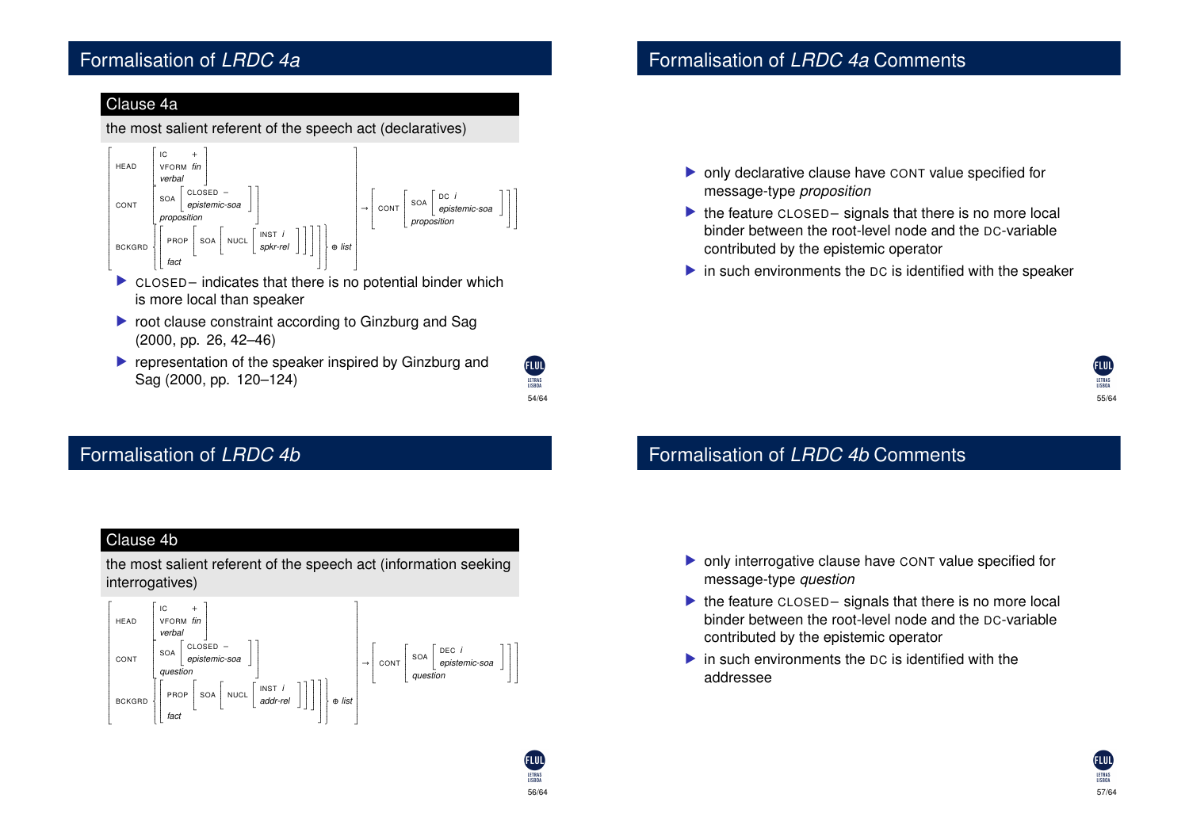## Formalisation of *LRDC 4a*

**Clause 4a**

the most salient referent of the speech act (declaratives)

$$\left[\begin{array}{ll}\text{HEAD} & \left[\begin{array}{ll}\text{IC} & +\\ \text{VFORM} & \textit{fin}\\ \multicolumn{2}{l}{\textit{verbal}}\end{array}\right]\\ \text{CONT} & \left[\begin{array}{ll}\text{SOA} & \left[\begin{array}{ll}\text{CLOSED} & -\\ \multicolumn{2}{l}{\textit{epistemic-soa}}\end{array}\right]\\ \multicolumn{2}{l}{\textit{proposition}}\end{array}\right]\\ \text{BCKGRD} & \left\{\left[\begin{array}{ll}\text{PROP} & \left[\text{SOA}\ \left[\text{NUCL}\ \left[\begin{array}{ll}\text{INST} & i\\ \multicolumn{2}{l}{\textit{spkr-rel}}\end{array}\right]\right]\right]\\ \multicolumn{2}{l}{\textit{fact}}\end{array}\right]\right\} \oplus \textit{list}\end{array}\right] \rightarrow \left[\text{CONT}\ \left[\begin{array}{ll}\text{SOA} & \left[\begin{array}{ll}\text{DC} & i\\ \multicolumn{2}{l}{\textit{epistemic-soa}}\end{array}\right]\\ \multicolumn{2}{l}{\textit{proposition}}\end{array}\right]\right]$$

- CLOSED− indicates that there is no potential binder which is more local than speaker
- root clause constraint according to Ginzburg and Sag (2000, pp. 26, 42–46)
- representation of the speaker inspired by Ginzburg and Sag (2000, pp. 120–124)

## Formalisation of *LRDC 4a* Comments

- only declarative clause have CONT value specified for message-type *proposition*
- the feature CLOSED− signals that there is no more local binder between the root-level node and the DC-variable contributed by the epistemic operator
- in such environments the DC is identified with the speaker

## Formalisation of *LRDC 4b*

**Clause 4b**

the most salient referent of the speech act (information seeking interrogatives)

$$\left[\begin{array}{ll}\text{HEAD} & \left[\begin{array}{ll}\text{IC} & +\\ \text{VFORM} & \textit{fin}\\ \multicolumn{2}{l}{\textit{verbal}}\end{array}\right]\\ \text{CONT} & \left[\begin{array}{ll}\text{SOA} & \left[\begin{array}{ll}\text{CLOSED} & -\\ \multicolumn{2}{l}{\textit{epistemic-soa}}\end{array}\right]\\ \multicolumn{2}{l}{\textit{question}}\end{array}\right]\\ \text{BCKGRD} & \left\{\left[\begin{array}{ll}\text{PROP} & \left[\text{SOA}\ \left[\text{NUCL}\ \left[\begin{array}{ll}\text{INST} & i\\ \multicolumn{2}{l}{\textit{addr-rel}}\end{array}\right]\right]\right]\\ \multicolumn{2}{l}{\textit{fact}}\end{array}\right]\right\} \oplus \textit{list}\end{array}\right] \rightarrow \left[\text{CONT}\ \left[\begin{array}{ll}\text{SOA} & \left[\begin{array}{ll}\text{DEC} & i\\ \multicolumn{2}{l}{\textit{epistemic-soa}}\end{array}\right]\\ \multicolumn{2}{l}{\textit{question}}\end{array}\right]\right]$$

## Formalisation of *LRDC 4b* Comments

- only interrogative clause have CONT value specified for message-type *question*
- the feature CLOSED− signals that there is no more local binder between the root-level node and the DC-variable contributed by the epistemic operator
- in such environments the DC is identified with the addressee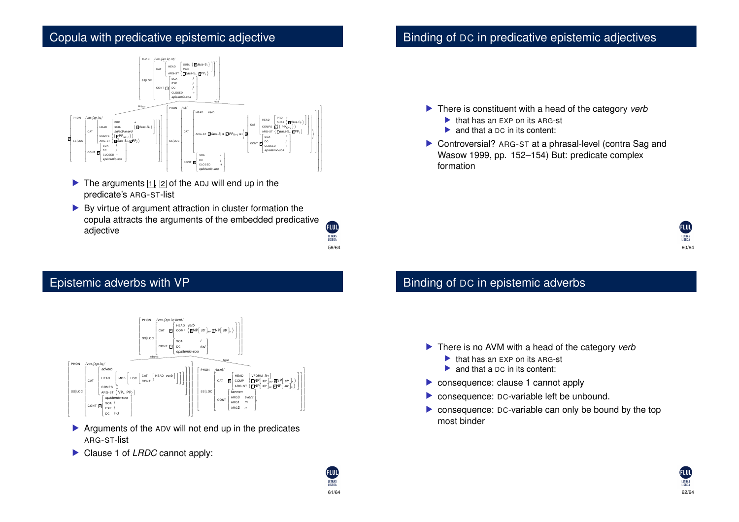## Copula with predicative epistemic adjective

- The arguments [1], [2] of the ADJ will end up in the predicate's ARG-ST-list
- By virtue of argument attraction in cluster formation the copula attracts the arguments of the embedded predicative adjective

## Binding of DC in predicative epistemic adjectives

- There is constituent with a head of the category *verb*
  - that has an EXP on its ARG-st
  - and that a DC in its content:
- Controversial? ARG-ST at a phrasal-level (contra Sag and Wasow 1999, pp. 152–154) But: predicate complex formation

## Epistemic adverbs with VP

- Arguments of the ADV will not end up in the predicates ARG-ST-list
- Clause 1 of *LRDC* cannot apply:

## Binding of DC in epistemic adverbs

- There is no AVM with a head of the category *verb*
  - that has an EXP on its ARG-st
  - and that a DC in its content:
- consequence: clause 1 cannot apply
- consequence: DC-variable left be unbound.
- consequence: DC-variable can only be bound by the top most binder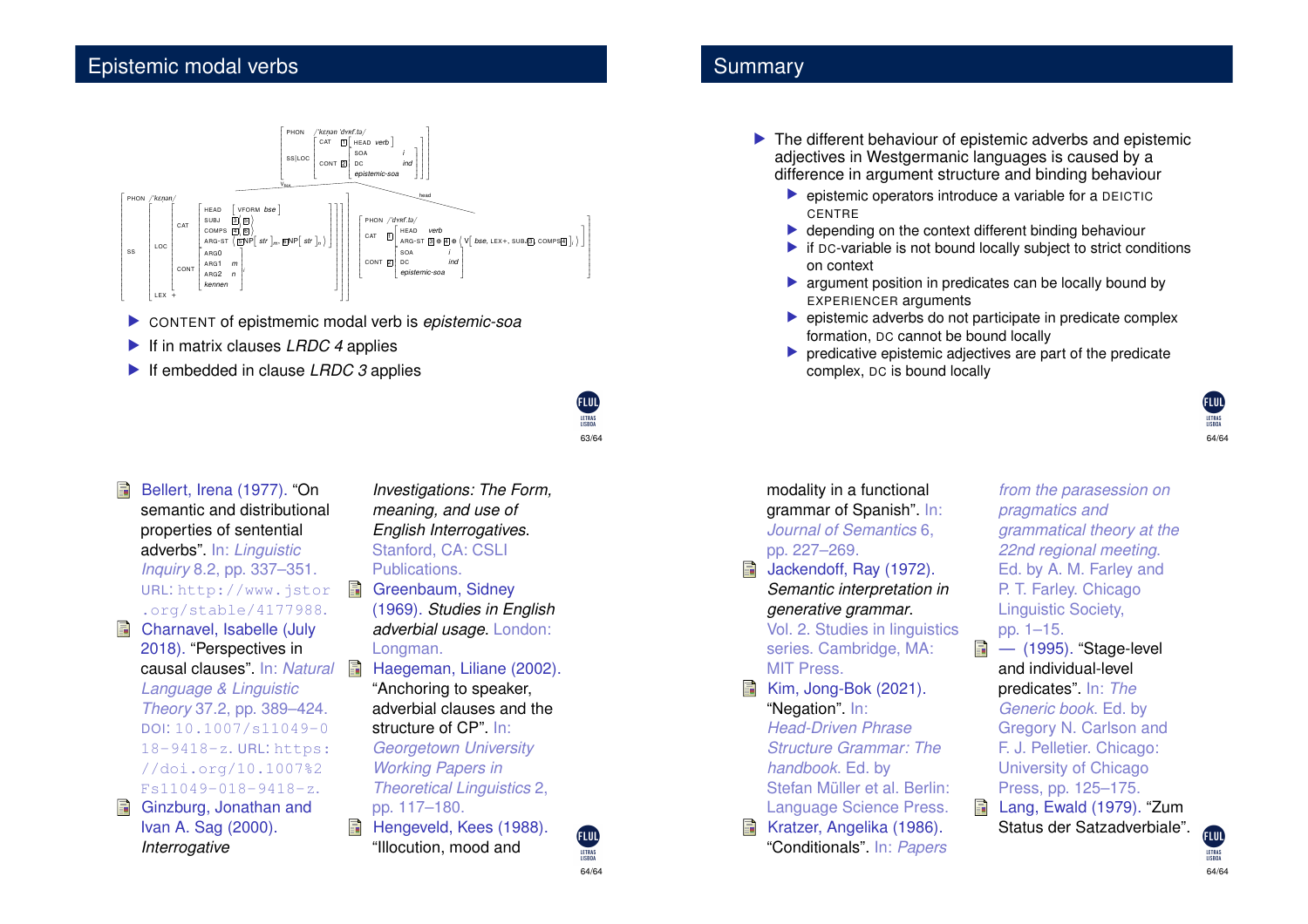## Epistemic modal verbs

PHON /ˈkɛnən ˈdʏʁf.ta/

SS|LOC [ CAT [1] [ HEAD verb ], CONT [2] [ SOA i, DC ind, *epistemic-soa* ] ]

PHON /ˈkɛnən/

SS | LOC | CAT [ HEAD [ VFORM bse ], SUBJ ⟨[5]⟩, COMPS ⟨[6]⟩, ARG-ST ⟨ [7]NP[ str ]$_m$, [8]NP[ str ]$_n$ ⟩ ]

CONT [ ARG0, ARG1 m, ARG2 n, *kennen* ]

LEX +

head:

PHON /ˈdʏʁf.ta/

CAT [1] [ HEAD verb, ARG-ST [5] ⊕ [6] ⊕ ⟨ V[ bse, LEX+, SUBJ [5], COMPS [6] ] ⟩ ]

CONT [2] [ SOA i, DC ind, *epistemic-soa* ]

- CONTENT of epistmemic modal verb is *epistemic-soa*
- If in matrix clauses *LRDC 4* applies
- If embedded in clause *LRDC 3* applies

## Summary

- The different behaviour of epistemic adverbs and epistemic adjectives in Westgermanic languages is caused by a difference in argument structure and binding behaviour
  - epistemic operators introduce a variable for a DEICTIC CENTRE
  - depending on the context different binding behaviour
  - if DC-variable is not bound locally subject to strict conditions on context
  - argument position in predicates can be locally bound by EXPERIENCER arguments
  - epistemic adverbs do not participate in predicate complex formation, DC cannot be bound locally
  - predicative epistemic adjectives are part of the predicate complex, DC is bound locally

---

- Bellert, Irena (1977). "On semantic and distributional properties of sentential adverbs". In: *Linguistic Inquiry* 8.2, pp. 337–351. URL: http://www.jstor.org/stable/4177988.
- Charnavel, Isabelle (July 2018). "Perspectives in causal clauses". In: *Natural Language & Linguistic Theory* 37.2, pp. 389–424. DOI: 10.1007/s11049-018-9418-z. URL: https://doi.org/10.1007%2Fs11049-018-9418-z.
- Ginzburg, Jonathan and Ivan A. Sag (2000). *Interrogative Investigations: The Form, meaning, and use of English Interrogatives*. Stanford, CA: CSLI Publications.
- Greenbaum, Sidney (1969). *Studies in English adverbial usage*. London: Longman.
- Haegeman, Liliane (2002). "Anchoring to speaker, adverbial clauses and the structure of CP". In: *Georgetown University Working Papers in Theoretical Linguistics* 2, pp. 117–180.
- Hengeveld, Kees (1988). "Illocution, mood and modality in a functional grammar of Spanish". In: *Journal of Semantics* 6, pp. 227–269.
- Jackendoff, Ray (1972). *Semantic interpretation in generative grammar*. Vol. 2. Studies in linguistics series. Cambridge, MA: MIT Press.
- Kim, Jong-Bok (2021). "Negation". In: *Head-Driven Phrase Structure Grammar: The handbook*. Ed. by Stefan Müller et al. Berlin: Language Science Press.
- Kratzer, Angelika (1986). "Conditionals". In: *Papers from the parasession on pragmatics and grammatical theory at the 22nd regional meeting.* Ed. by A. M. Farley and P. T. Farley. Chicago Linguistic Society, pp. 1–15.
- — (1995). "Stage-level and individual-level predicates". In: *The Generic book*. Ed. by Gregory N. Carlson and F. J. Pelletier. Chicago: University of Chicago Press, pp. 125–175.
- Lang, Ewald (1979). "Zum Status der Satzadverbiale".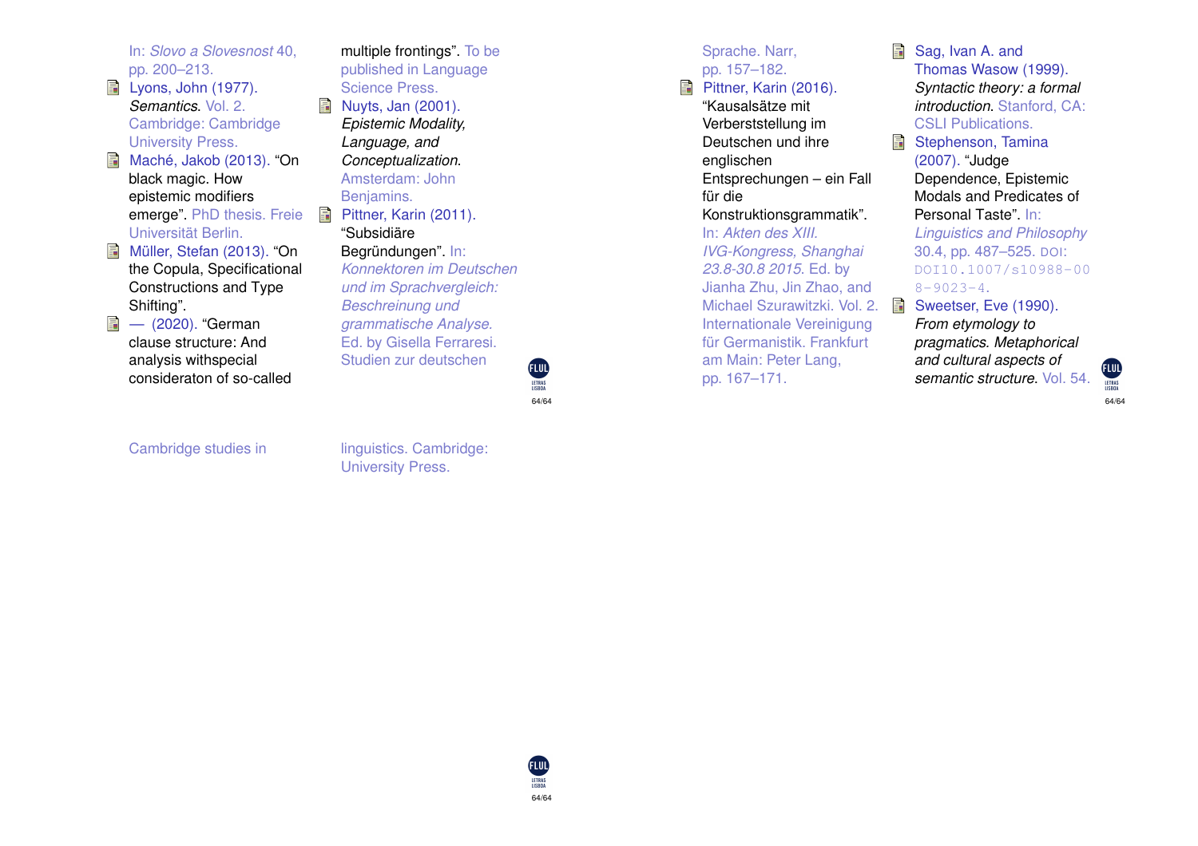In: *Slovo a Slovesnost* 40, pp. 200–213.

- Lyons, John (1977). *Semantics*. Vol. 2. Cambridge: Cambridge University Press.
- Maché, Jakob (2013). "On black magic. How epistemic modifiers emerge". PhD thesis. Freie Universität Berlin.
- Müller, Stefan (2013). "On the Copula, Specificational Constructions and Type Shifting".
- — (2020). "German clause structure: And analysis withspecial consideraton of so-called multiple frontings". To be published in Language Science Press.
- Nuyts, Jan (2001). *Epistemic Modality, Language, and Conceptualization*. Amsterdam: John Benjamins.
- Pittner, Karin (2011). "Subsidiäre Begründungen". In: *Konnektoren im Deutschen und im Sprachvergleich: Beschreinung und grammatische Analyse.* Ed. by Gisella Ferraresi. Studien zur deutschen Sprache. Narr, pp. 157–182.
- Pittner, Karin (2016). "Kausalsätze mit Verbserststellung im Deutschen und ihre englischen Entsprechungen – ein Fall für die Konstruktionsgrammatik". In: *Akten des XIII. IVG-Kongress, Shanghai 23.8-30.8 2015*. Ed. by Jianha Zhu, Jin Zhao, and Michael Szurawitzki. Vol. 2. Internationale Vereinigung für Germanistik. Frankfurt am Main: Peter Lang, pp. 167–171.
- Sag, Ivan A. and Thomas Wasow (1999). *Syntactic theory: a formal introduction*. Stanford, CA: CSLI Publications.
- Stephenson, Tamina (2007). "Judge Dependence, Epistemic Modals and Predicates of Personal Taste". In: *Linguistics and Philosophy* 30.4, pp. 487–525. DOI: DOI10.1007/s10988-008-9023-4.
- Sweetser, Eve (1990). *From etymology to pragmatics. Metaphorical and cultural aspects of semantic structure*. Vol. 54. Cambridge studies in linguistics. Cambridge: University Press.